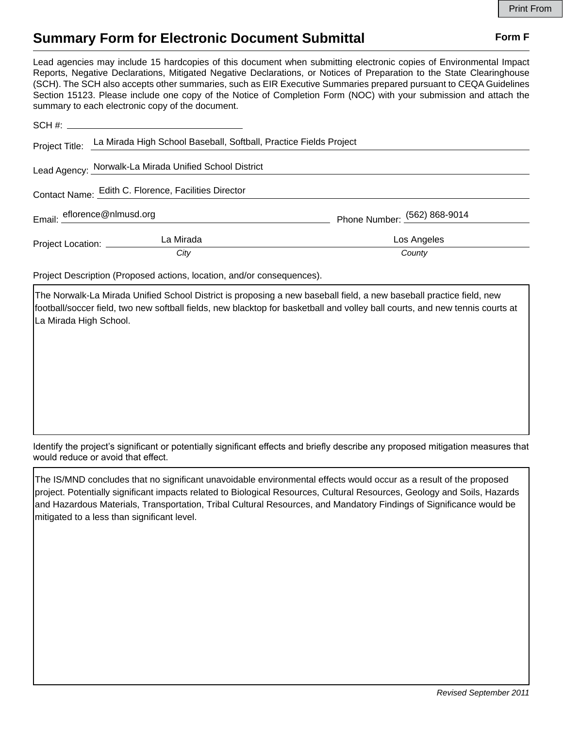# Summary Form for Electronic Document Submittal

**Form F**

Lead agencies may include 15 hardcopies of this document when submitting electronic copies of Environmental Impact Reports, Negative Declarations, Mitigated Negative Declarations, or Notices of Preparation to the State Clearinghouse (SCH). The SCH also accepts other summaries, such as EIR Executive Summaries prepared pursuant to CEQA Guidelines Section 15123. Please include one copy of the Notice of Completion Form (NOC) with your submission and attach the summary to each electronic copy of the document.

SCH #: 

Project Title: La Mirada High School Baseball, Softball, Practice Fields Project

Lead Agency: Norwalk-La Mirada Unified School District

Contact Name: Edith C. Florence, Facilities Director

Email: eflorence@nlmusd.org

Phone Number: (562) 868-9014

Project Location: La Mirada (*City*), Los Angeles (*County*)

Project Description (Proposed actions, location, and/or consequences).

The Norwalk-La Mirada Unified School District is proposing a new baseball field, a new baseball practice field, new football/soccer field, two new softball fields, new blacktop for basketball and volley ball courts, and new tennis courts at La Mirada High School.

Identify the project's significant or potentially significant effects and briefly describe any proposed mitigation measures that would reduce or avoid that effect.

The IS/MND concludes that no significant unavoidable environmental effects would occur as a result of the proposed project. Potentially significant impacts related to Biological Resources, Cultural Resources, Geology and Soils, Hazards and Hazardous Materials, Transportation, Tribal Cultural Resources, and Mandatory Findings of Significance would be mitigated to a less than significant level.

*Revised September 2011*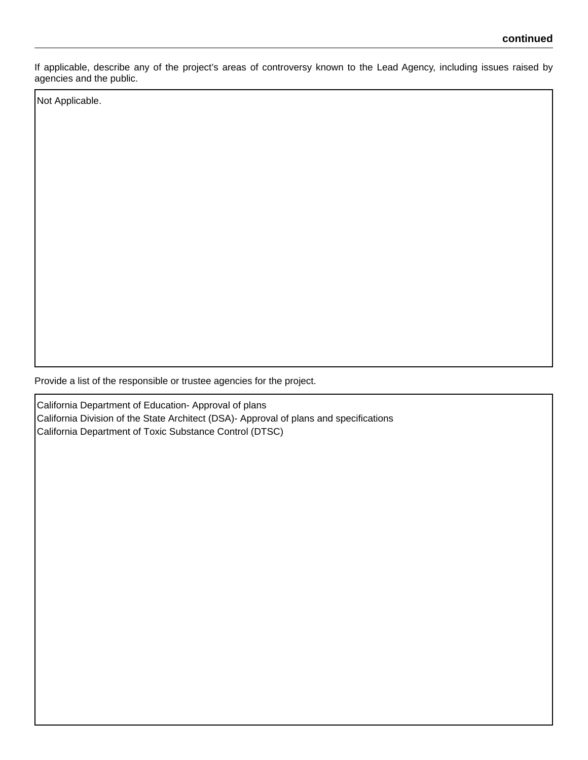**continued**

If applicable, describe any of the project's areas of controversy known to the Lead Agency, including issues raised by agencies and the public.

Not Applicable.

Provide a list of the responsible or trustee agencies for the project.

California Department of Education- Approval of plans
California Division of the State Architect (DSA)- Approval of plans and specifications
California Department of Toxic Substance Control (DTSC)